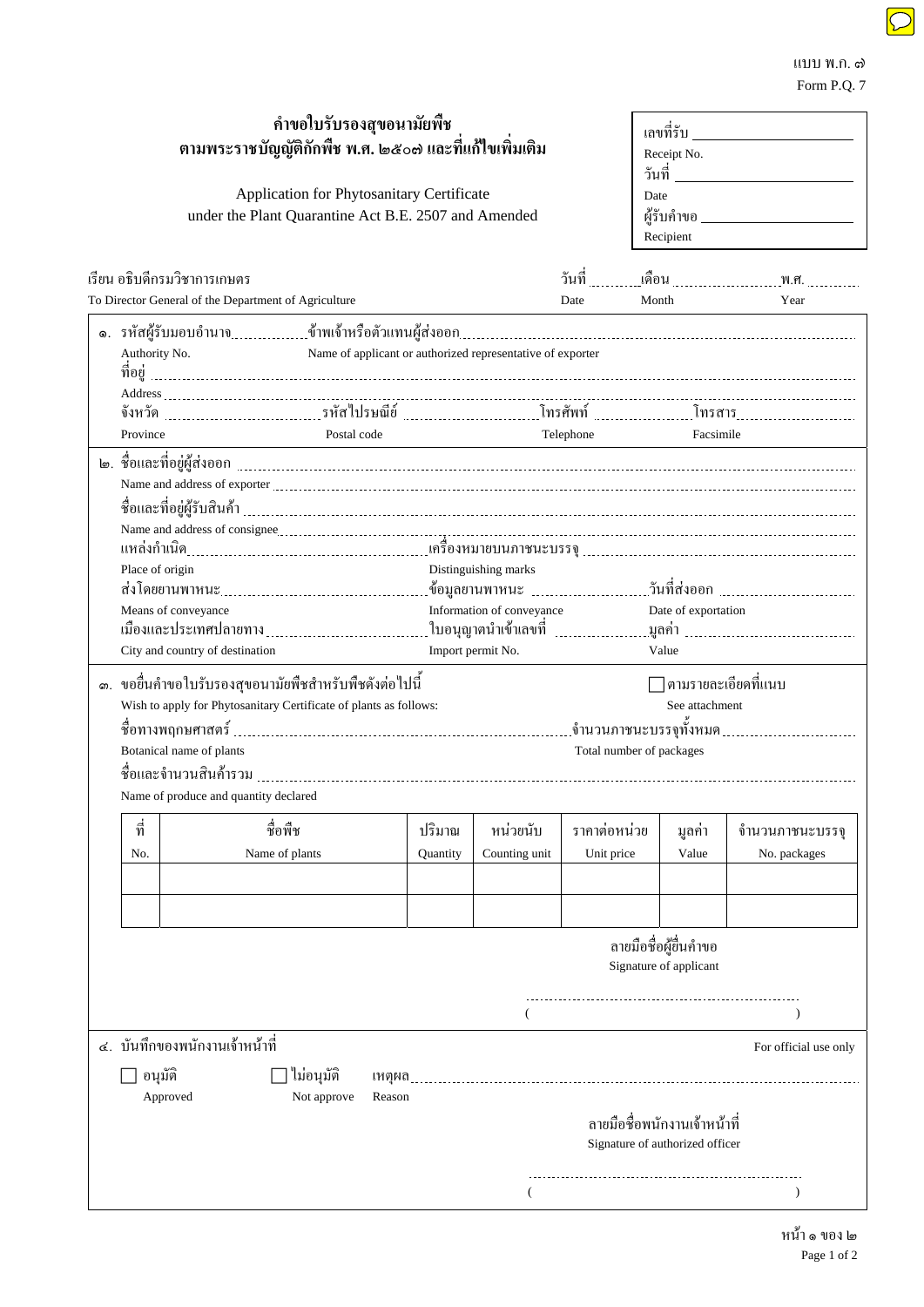แบบ พ.ก. ๗
Form P.Q. 7

# คำขอใบรับรองสุขอนามัยพืช ตามพระราชบัญญัติกักพืช พ.ศ. ๒๕๐๗ และที่แก้ไขเพิ่มเติม

## Application for Phytosanitary Certificate under the Plant Quarantine Act B.E. 2507 and Amended

| |
|---|
| เลขที่รับ ____________ Receipt No. |
| วันที่ ____________ Date |
| ผู้รับคำขอ ____________ Recipient |

เรียน อธิบดีกรมวิชาการเกษตร
To Director General of the Department of Agriculture

วันที่ .......... เดือน .................... พ.ศ. ..........
Date Month Year

๑. รหัสผู้รับมอบอำนาจ ................ ข้าพเจ้าหรือตัวแทนผู้ส่งออก ....................................................
Authority No. Name of applicant or authorized representative of exporter
ที่อยู่ ....................................................................................................
Address
จังหวัด ........................ รหัสไปรษณีย์ ........................ โทรศัพท์ .................... โทรสาร ....................
Province Postal code Telephone Facsimile

๒. ชื่อและที่อยู่ส่งออก ....................................................................................................
Name and address of exporter
ชื่อและที่อยู่ผู้รับสินค้า ....................................................................................................
Name and address of consignee
แหล่งกำเนิด ........................................ เครื่องหมายบนภาชนะบรรจุ ........................................
Place of origin Distinguishing marks
ส่งโดยยานพาหนะ ................................ ข้อมูลยานพาหนะ ........................ วันที่ส่งออก ........................
Means of conveyance Information of conveyance Date of exportation
เมืองและประเทศปลายทาง ........................ ใบอนุญาตนำเข้าเลขที่ .................... มูลค่า ........................
City and country of destination Import permit No. Value

๓. ขอยื่นคำขอใบรับรองสุขอนามัยพืชสำหรับพืชดังต่อไปนี้ ☐ ตามรายละเอียดที่แนบ
Wish to apply for Phytosanitary Certificate of plants as follows: See attachment
ชื่อทางพฤกษศาสตร์ ........................................ จำนวนภาชนะบรรจุทั้งหมด ........................
Botanical name of plants Total number of packages
ชื่อและจำนวนสินค้ารวม ....................................................................................................
Name of produce and quantity declared

| ที่ No. | ชื่อพืช Name of plants | ปริมาณ Quantity | หน่วยนับ Counting unit | ราคาต่อหน่วย Unit price | มูลค่า Value | จำนวนภาชนะบรรจุ No. packages |
|---|---|---|---|---|---|---|
| | | | | | | |
| | | | | | | |

ลายมือชื่อผู้ยื่นคำขอ
Signature of applicant

..........................................................
( )

๔. บันทึกของพนักงานเจ้าหน้าที่ For official use only

☐ อนุมัติ Approved ☐ ไม่อนุมัติ Not approve เหตุผล Reason ....................................................

ลายมือชื่อพนักงานเจ้าหน้าที่
Signature of authorized officer

..........................................................
( )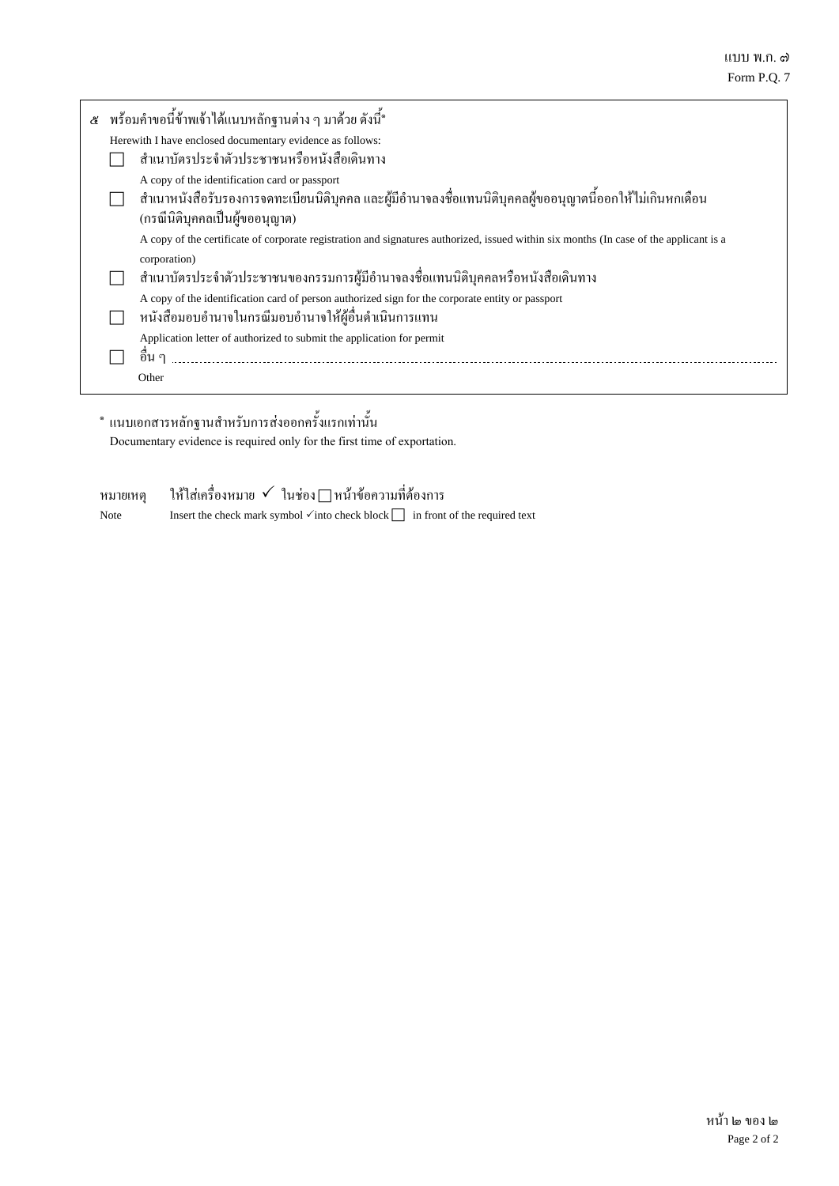แบบ พ.ก. ๗
Form P.Q. 7

๕ พร้อมคำขอนี้ข้าพเจ้าได้แนบหลักฐานต่าง ๆ มาด้วย ดังนี้[๑]

Herewith I have enclosed documentary evidence as follows:

- ☐ สำเนาบัตรประจำตัวประชาชนหรือหนังสือเดินทาง
  A copy of the identification card or passport
- ☐ สำเนาหนังสือรับรองการจดทะเบียนนิติบุคคล และผู้มีอำนาจลงชื่อแทนนิติบุคคลผู้ขออนุญาตนี้ออกให้ไม่เกินหกเดือน (กรณีนิติบุคคลเป็นผู้ขออนุญาต)
  A copy of the certificate of corporate registration and signatures authorized, issued within six months (In case of the applicant is a corporation)
- ☐ สำเนาบัตรประจำตัวประชาชนของกรรมการผู้มีอำนาจลงชื่อแทนนิติบุคคลหรือหนังสือเดินทาง
  A copy of the identification card of person authorized sign for the corporate entity or passport
- ☐ หนังสือมอบอำนาจในกรณีมอบอำนาจให้ผู้อื่นดำเนินการแทน
  Application letter of authorized to submit the application for permit
- ☐ อื่น ๆ ..............................................................................................................................
  Other

[๑] แนบเอกสารหลักฐานสำหรับการส่งออกครั้งแรกเท่านั้น
Documentary evidence is required only for the first time of exportation.

หมายเหตุ ให้ใส่เครื่องหมาย ✓ ในช่อง ☐ หน้าข้อความที่ต้องการ
Note Insert the check mark symbol ✓ into check block ☐ in front of the required text